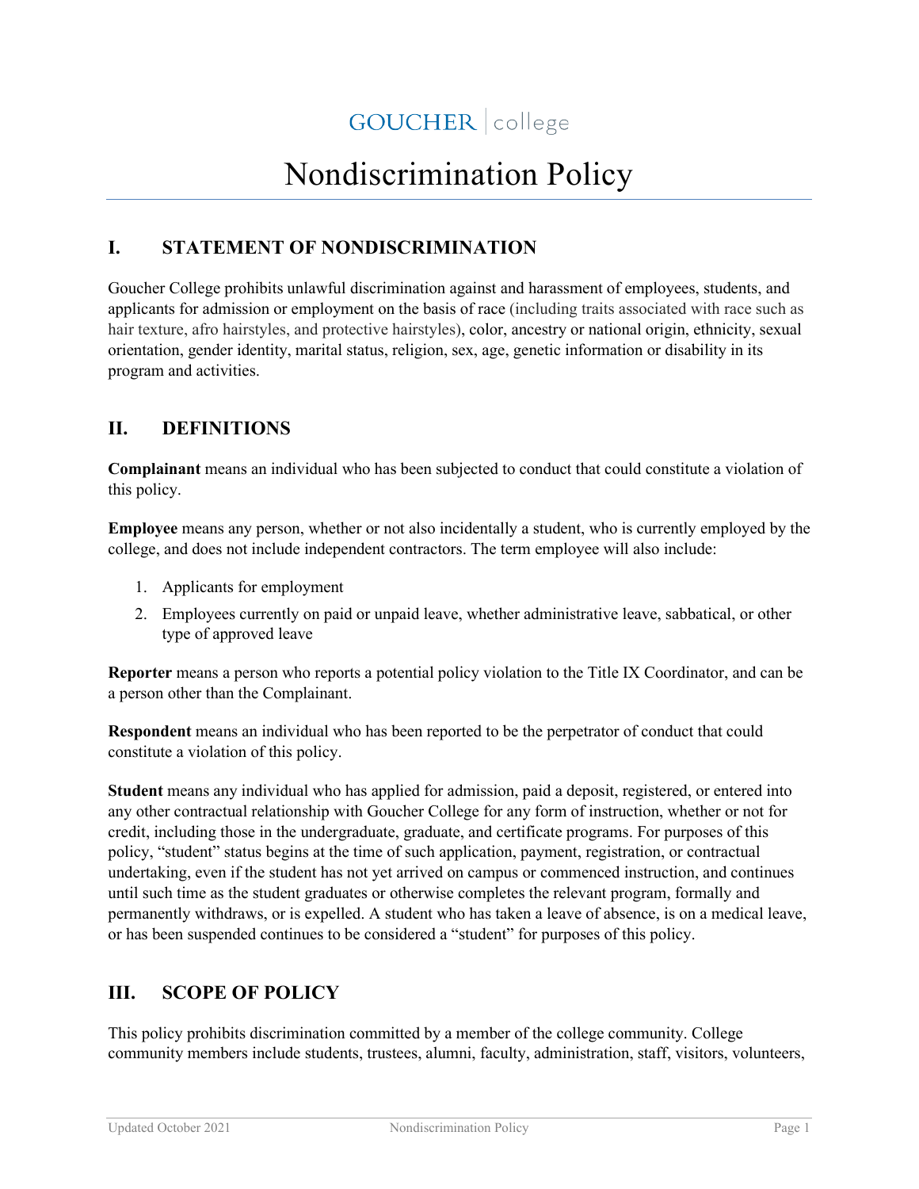GOUCHER | college

# Nondiscrimination Policy

## I. STATEMENT OF NONDISCRIMINATION

Goucher College prohibits unlawful discrimination against and harassment of employees, students, and applicants for admission or employment on the basis of race (including traits associated with race such as hair texture, afro hairstyles, and protective hairstyles), color, ancestry or national origin, ethnicity, sexual orientation, gender identity, marital status, religion, sex, age, genetic information or disability in its program and activities.

## II. DEFINITIONS

**Complainant** means an individual who has been subjected to conduct that could constitute a violation of this policy.

**Employee** means any person, whether or not also incidentally a student, who is currently employed by the college, and does not include independent contractors. The term employee will also include:

1. Applicants for employment
2. Employees currently on paid or unpaid leave, whether administrative leave, sabbatical, or other type of approved leave

**Reporter** means a person who reports a potential policy violation to the Title IX Coordinator, and can be a person other than the Complainant.

**Respondent** means an individual who has been reported to be the perpetrator of conduct that could constitute a violation of this policy.

**Student** means any individual who has applied for admission, paid a deposit, registered, or entered into any other contractual relationship with Goucher College for any form of instruction, whether or not for credit, including those in the undergraduate, graduate, and certificate programs. For purposes of this policy, "student" status begins at the time of such application, payment, registration, or contractual undertaking, even if the student has not yet arrived on campus or commenced instruction, and continues until such time as the student graduates or otherwise completes the relevant program, formally and permanently withdraws, or is expelled. A student who has taken a leave of absence, is on a medical leave, or has been suspended continues to be considered a "student" for purposes of this policy.

## III. SCOPE OF POLICY

This policy prohibits discrimination committed by a member of the college community. College community members include students, trustees, alumni, faculty, administration, staff, visitors, volunteers,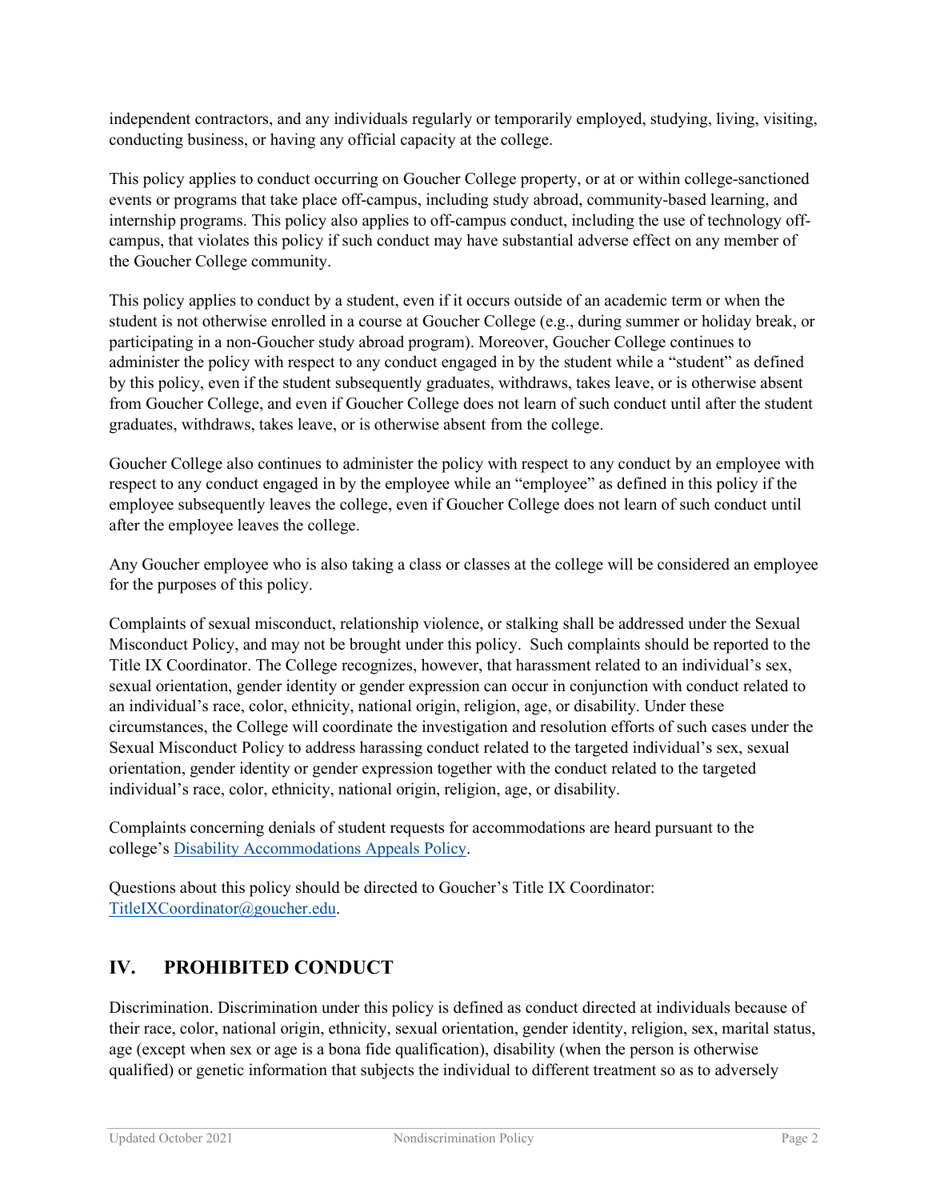independent contractors, and any individuals regularly or temporarily employed, studying, living, visiting, conducting business, or having any official capacity at the college.

This policy applies to conduct occurring on Goucher College property, or at or within college-sanctioned events or programs that take place off-campus, including study abroad, community-based learning, and internship programs. This policy also applies to off-campus conduct, including the use of technology off-campus, that violates this policy if such conduct may have substantial adverse effect on any member of the Goucher College community.

This policy applies to conduct by a student, even if it occurs outside of an academic term or when the student is not otherwise enrolled in a course at Goucher College (e.g., during summer or holiday break, or participating in a non-Goucher study abroad program). Moreover, Goucher College continues to administer the policy with respect to any conduct engaged in by the student while a "student" as defined by this policy, even if the student subsequently graduates, withdraws, takes leave, or is otherwise absent from Goucher College, and even if Goucher College does not learn of such conduct until after the student graduates, withdraws, takes leave, or is otherwise absent from the college.

Goucher College also continues to administer the policy with respect to any conduct by an employee with respect to any conduct engaged in by the employee while an "employee" as defined in this policy if the employee subsequently leaves the college, even if Goucher College does not learn of such conduct until after the employee leaves the college.

Any Goucher employee who is also taking a class or classes at the college will be considered an employee for the purposes of this policy.

Complaints of sexual misconduct, relationship violence, or stalking shall be addressed under the Sexual Misconduct Policy, and may not be brought under this policy. Such complaints should be reported to the Title IX Coordinator. The College recognizes, however, that harassment related to an individual's sex, sexual orientation, gender identity or gender expression can occur in conjunction with conduct related to an individual's race, color, ethnicity, national origin, religion, age, or disability. Under these circumstances, the College will coordinate the investigation and resolution efforts of such cases under the Sexual Misconduct Policy to address harassing conduct related to the targeted individual's sex, sexual orientation, gender identity or gender expression together with the conduct related to the targeted individual's race, color, ethnicity, national origin, religion, age, or disability.

Complaints concerning denials of student requests for accommodations are heard pursuant to the college's Disability Accommodations Appeals Policy.

Questions about this policy should be directed to Goucher's Title IX Coordinator: TitleIXCoordinator@goucher.edu.

## IV. PROHIBITED CONDUCT

Discrimination. Discrimination under this policy is defined as conduct directed at individuals because of their race, color, national origin, ethnicity, sexual orientation, gender identity, religion, sex, marital status, age (except when sex or age is a bona fide qualification), disability (when the person is otherwise qualified) or genetic information that subjects the individual to different treatment so as to adversely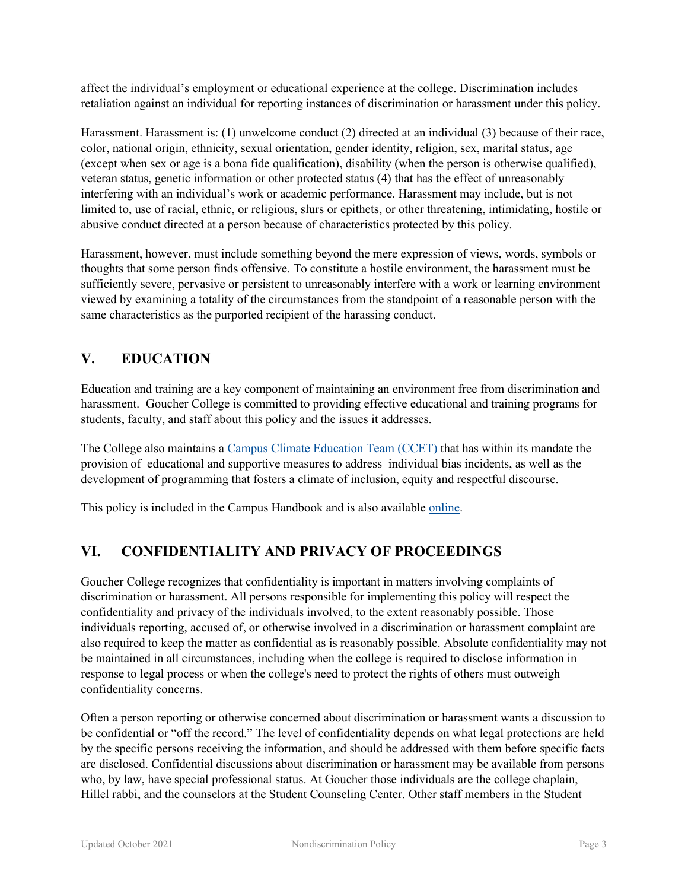affect the individual's employment or educational experience at the college. Discrimination includes retaliation against an individual for reporting instances of discrimination or harassment under this policy.

Harassment. Harassment is: (1) unwelcome conduct (2) directed at an individual (3) because of their race, color, national origin, ethnicity, sexual orientation, gender identity, religion, sex, marital status, age (except when sex or age is a bona fide qualification), disability (when the person is otherwise qualified), veteran status, genetic information or other protected status (4) that has the effect of unreasonably interfering with an individual's work or academic performance. Harassment may include, but is not limited to, use of racial, ethnic, or religious, slurs or epithets, or other threatening, intimidating, hostile or abusive conduct directed at a person because of characteristics protected by this policy.

Harassment, however, must include something beyond the mere expression of views, words, symbols or thoughts that some person finds offensive. To constitute a hostile environment, the harassment must be sufficiently severe, pervasive or persistent to unreasonably interfere with a work or learning environment viewed by examining a totality of the circumstances from the standpoint of a reasonable person with the same characteristics as the purported recipient of the harassing conduct.

## V. EDUCATION

Education and training are a key component of maintaining an environment free from discrimination and harassment. Goucher College is committed to providing effective educational and training programs for students, faculty, and staff about this policy and the issues it addresses.

The College also maintains a Campus Climate Education Team (CCET) that has within its mandate the provision of educational and supportive measures to address individual bias incidents, as well as the development of programming that fosters a climate of inclusion, equity and respectful discourse.

This policy is included in the Campus Handbook and is also available online.

## VI. CONFIDENTIALITY AND PRIVACY OF PROCEEDINGS

Goucher College recognizes that confidentiality is important in matters involving complaints of discrimination or harassment. All persons responsible for implementing this policy will respect the confidentiality and privacy of the individuals involved, to the extent reasonably possible. Those individuals reporting, accused of, or otherwise involved in a discrimination or harassment complaint are also required to keep the matter as confidential as is reasonably possible. Absolute confidentiality may not be maintained in all circumstances, including when the college is required to disclose information in response to legal process or when the college's need to protect the rights of others must outweigh confidentiality concerns.

Often a person reporting or otherwise concerned about discrimination or harassment wants a discussion to be confidential or "off the record." The level of confidentiality depends on what legal protections are held by the specific persons receiving the information, and should be addressed with them before specific facts are disclosed. Confidential discussions about discrimination or harassment may be available from persons who, by law, have special professional status. At Goucher those individuals are the college chaplain, Hillel rabbi, and the counselors at the Student Counseling Center. Other staff members in the Student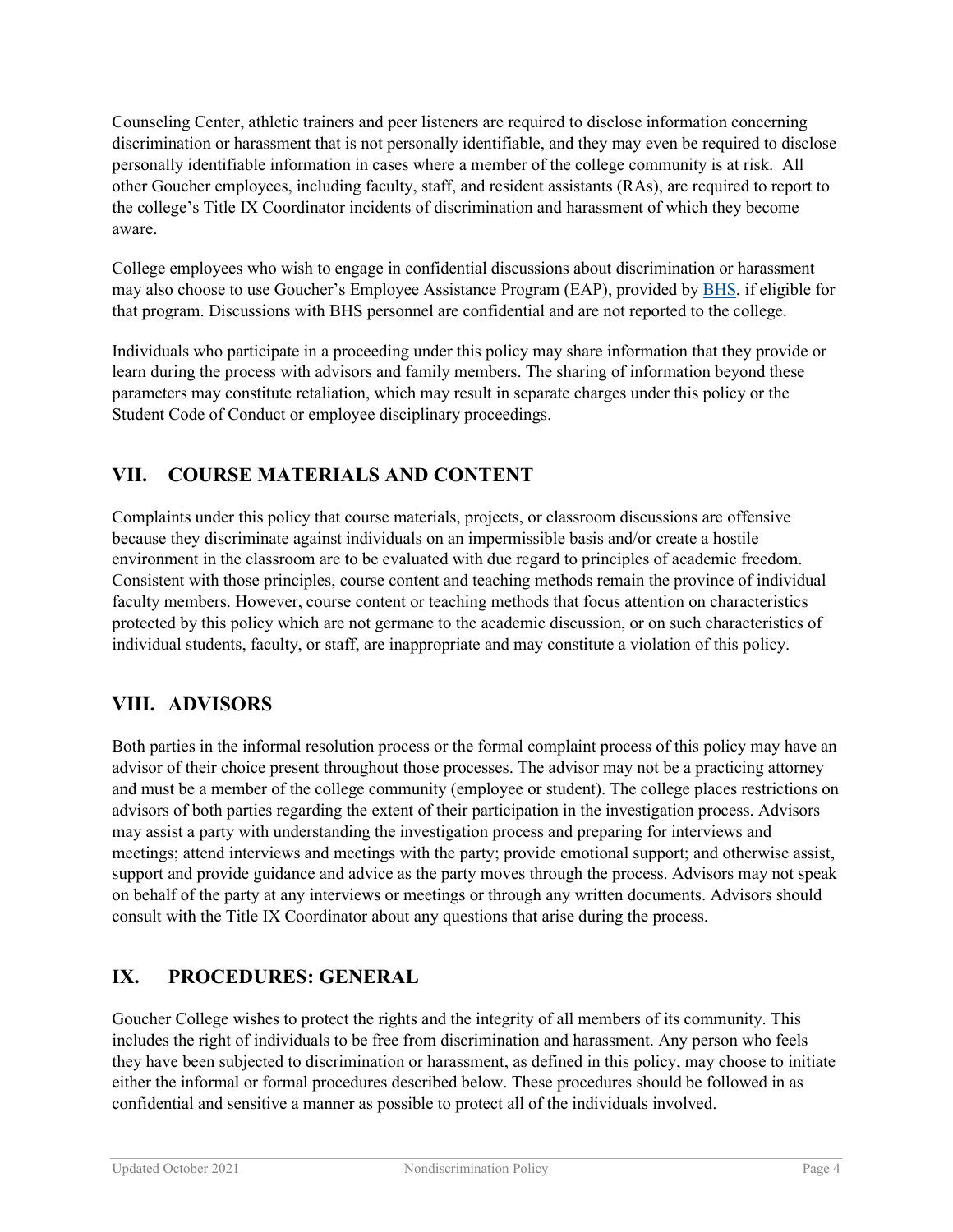Counseling Center, athletic trainers and peer listeners are required to disclose information concerning discrimination or harassment that is not personally identifiable, and they may even be required to disclose personally identifiable information in cases where a member of the college community is at risk. All other Goucher employees, including faculty, staff, and resident assistants (RAs), are required to report to the college's Title IX Coordinator incidents of discrimination and harassment of which they become aware.

College employees who wish to engage in confidential discussions about discrimination or harassment may also choose to use Goucher's Employee Assistance Program (EAP), provided by BHS, if eligible for that program. Discussions with BHS personnel are confidential and are not reported to the college.

Individuals who participate in a proceeding under this policy may share information that they provide or learn during the process with advisors and family members. The sharing of information beyond these parameters may constitute retaliation, which may result in separate charges under this policy or the Student Code of Conduct or employee disciplinary proceedings.

## VII. COURSE MATERIALS AND CONTENT

Complaints under this policy that course materials, projects, or classroom discussions are offensive because they discriminate against individuals on an impermissible basis and/or create a hostile environment in the classroom are to be evaluated with due regard to principles of academic freedom. Consistent with those principles, course content and teaching methods remain the province of individual faculty members. However, course content or teaching methods that focus attention on characteristics protected by this policy which are not germane to the academic discussion, or on such characteristics of individual students, faculty, or staff, are inappropriate and may constitute a violation of this policy.

## VIII. ADVISORS

Both parties in the informal resolution process or the formal complaint process of this policy may have an advisor of their choice present throughout those processes. The advisor may not be a practicing attorney and must be a member of the college community (employee or student). The college places restrictions on advisors of both parties regarding the extent of their participation in the investigation process. Advisors may assist a party with understanding the investigation process and preparing for interviews and meetings; attend interviews and meetings with the party; provide emotional support; and otherwise assist, support and provide guidance and advice as the party moves through the process. Advisors may not speak on behalf of the party at any interviews or meetings or through any written documents. Advisors should consult with the Title IX Coordinator about any questions that arise during the process.

## IX. PROCEDURES: GENERAL

Goucher College wishes to protect the rights and the integrity of all members of its community. This includes the right of individuals to be free from discrimination and harassment. Any person who feels they have been subjected to discrimination or harassment, as defined in this policy, may choose to initiate either the informal or formal procedures described below. These procedures should be followed in as confidential and sensitive a manner as possible to protect all of the individuals involved.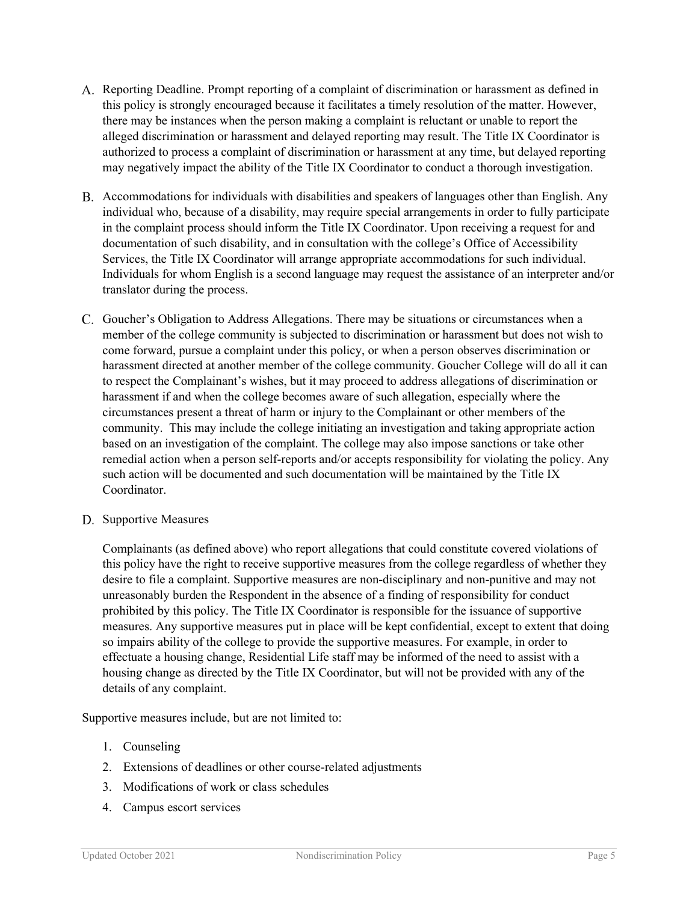A. Reporting Deadline. Prompt reporting of a complaint of discrimination or harassment as defined in this policy is strongly encouraged because it facilitates a timely resolution of the matter. However, there may be instances when the person making a complaint is reluctant or unable to report the alleged discrimination or harassment and delayed reporting may result. The Title IX Coordinator is authorized to process a complaint of discrimination or harassment at any time, but delayed reporting may negatively impact the ability of the Title IX Coordinator to conduct a thorough investigation.

B. Accommodations for individuals with disabilities and speakers of languages other than English. Any individual who, because of a disability, may require special arrangements in order to fully participate in the complaint process should inform the Title IX Coordinator. Upon receiving a request for and documentation of such disability, and in consultation with the college's Office of Accessibility Services, the Title IX Coordinator will arrange appropriate accommodations for such individual. Individuals for whom English is a second language may request the assistance of an interpreter and/or translator during the process.

C. Goucher's Obligation to Address Allegations. There may be situations or circumstances when a member of the college community is subjected to discrimination or harassment but does not wish to come forward, pursue a complaint under this policy, or when a person observes discrimination or harassment directed at another member of the college community. Goucher College will do all it can to respect the Complainant's wishes, but it may proceed to address allegations of discrimination or harassment if and when the college becomes aware of such allegation, especially where the circumstances present a threat of harm or injury to the Complainant or other members of the community. This may include the college initiating an investigation and taking appropriate action based on an investigation of the complaint. The college may also impose sanctions or take other remedial action when a person self-reports and/or accepts responsibility for violating the policy. Any such action will be documented and such documentation will be maintained by the Title IX Coordinator.

D. Supportive Measures

Complainants (as defined above) who report allegations that could constitute covered violations of this policy have the right to receive supportive measures from the college regardless of whether they desire to file a complaint. Supportive measures are non-disciplinary and non-punitive and may not unreasonably burden the Respondent in the absence of a finding of responsibility for conduct prohibited by this policy. The Title IX Coordinator is responsible for the issuance of supportive measures. Any supportive measures put in place will be kept confidential, except to extent that doing so impairs ability of the college to provide the supportive measures. For example, in order to effectuate a housing change, Residential Life staff may be informed of the need to assist with a housing change as directed by the Title IX Coordinator, but will not be provided with any of the details of any complaint.

Supportive measures include, but are not limited to:

1. Counseling
2. Extensions of deadlines or other course-related adjustments
3. Modifications of work or class schedules
4. Campus escort services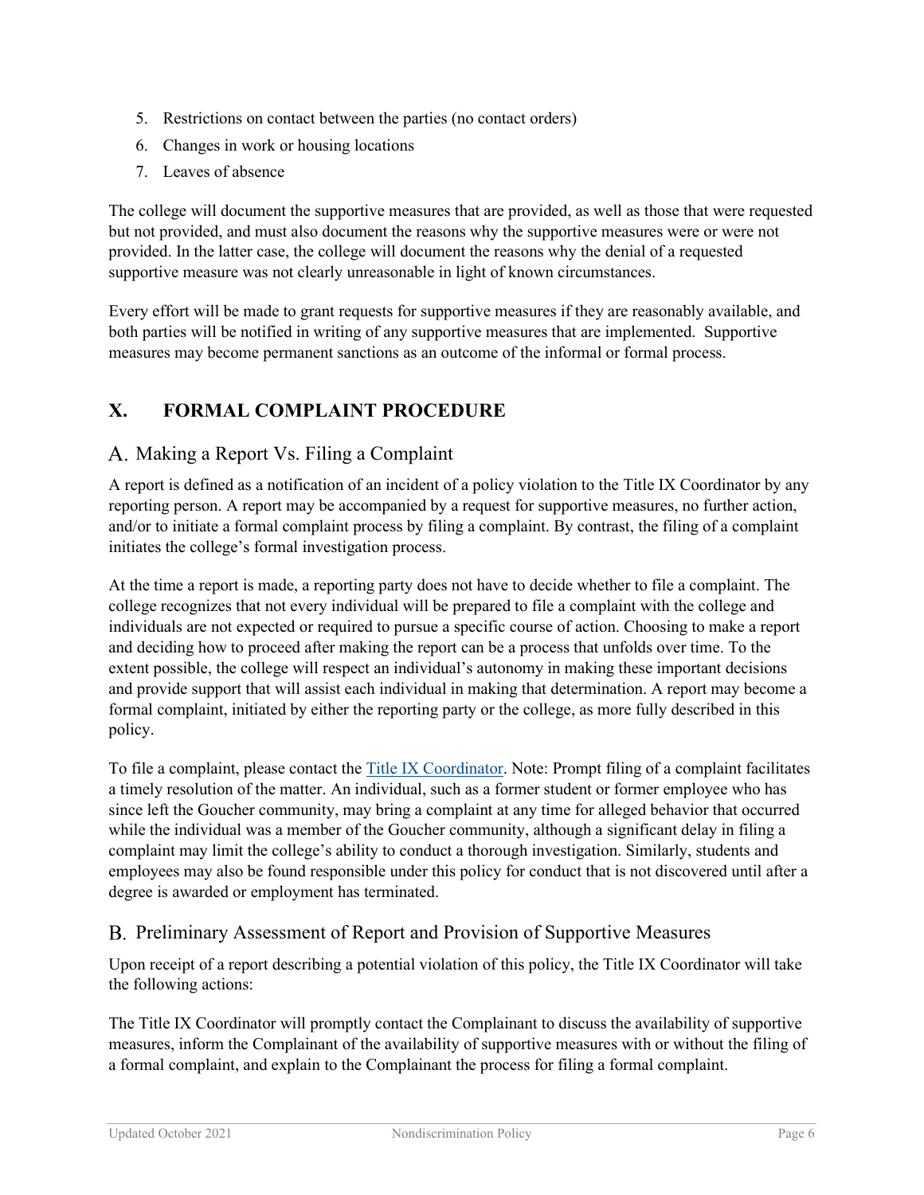5. Restrictions on contact between the parties (no contact orders)
6. Changes in work or housing locations
7. Leaves of absence

The college will document the supportive measures that are provided, as well as those that were requested but not provided, and must also document the reasons why the supportive measures were or were not provided. In the latter case, the college will document the reasons why the denial of a requested supportive measure was not clearly unreasonable in light of known circumstances.

Every effort will be made to grant requests for supportive measures if they are reasonably available, and both parties will be notified in writing of any supportive measures that are implemented. Supportive measures may become permanent sanctions as an outcome of the informal or formal process.

# X. FORMAL COMPLAINT PROCEDURE

## A. Making a Report Vs. Filing a Complaint

A report is defined as a notification of an incident of a policy violation to the Title IX Coordinator by any reporting person. A report may be accompanied by a request for supportive measures, no further action, and/or to initiate a formal complaint process by filing a complaint. By contrast, the filing of a complaint initiates the college's formal investigation process.

At the time a report is made, a reporting party does not have to decide whether to file a complaint. The college recognizes that not every individual will be prepared to file a complaint with the college and individuals are not expected or required to pursue a specific course of action. Choosing to make a report and deciding how to proceed after making the report can be a process that unfolds over time. To the extent possible, the college will respect an individual's autonomy in making these important decisions and provide support that will assist each individual in making that determination. A report may become a formal complaint, initiated by either the reporting party or the college, as more fully described in this policy.

To file a complaint, please contact the [Title IX Coordinator](). Note: Prompt filing of a complaint facilitates a timely resolution of the matter. An individual, such as a former student or former employee who has since left the Goucher community, may bring a complaint at any time for alleged behavior that occurred while the individual was a member of the Goucher community, although a significant delay in filing a complaint may limit the college's ability to conduct a thorough investigation. Similarly, students and employees may also be found responsible under this policy for conduct that is not discovered until after a degree is awarded or employment has terminated.

## B. Preliminary Assessment of Report and Provision of Supportive Measures

Upon receipt of a report describing a potential violation of this policy, the Title IX Coordinator will take the following actions:

The Title IX Coordinator will promptly contact the Complainant to discuss the availability of supportive measures, inform the Complainant of the availability of supportive measures with or without the filing of a formal complaint, and explain to the Complainant the process for filing a formal complaint.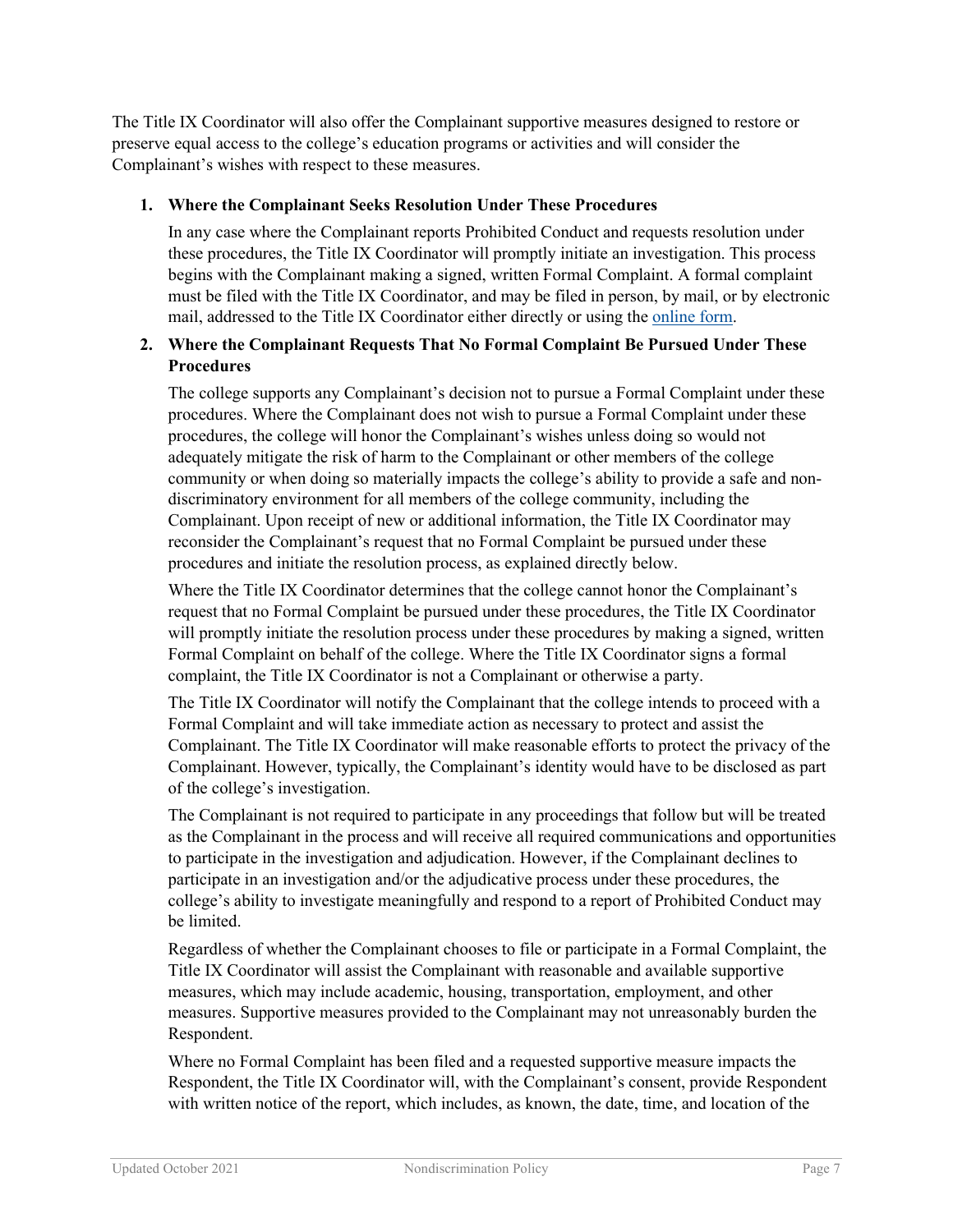The Title IX Coordinator will also offer the Complainant supportive measures designed to restore or preserve equal access to the college's education programs or activities and will consider the Complainant's wishes with respect to these measures.

1. **Where the Complainant Seeks Resolution Under These Procedures**

   In any case where the Complainant reports Prohibited Conduct and requests resolution under these procedures, the Title IX Coordinator will promptly initiate an investigation. This process begins with the Complainant making a signed, written Formal Complaint. A formal complaint must be filed with the Title IX Coordinator, and may be filed in person, by mail, or by electronic mail, addressed to the Title IX Coordinator either directly or using the online form.

2. **Where the Complainant Requests That No Formal Complaint Be Pursued Under These Procedures**

   The college supports any Complainant's decision not to pursue a Formal Complaint under these procedures. Where the Complainant does not wish to pursue a Formal Complaint under these procedures, the college will honor the Complainant's wishes unless doing so would not adequately mitigate the risk of harm to the Complainant or other members of the college community or when doing so materially impacts the college's ability to provide a safe and non-discriminatory environment for all members of the college community, including the Complainant. Upon receipt of new or additional information, the Title IX Coordinator may reconsider the Complainant's request that no Formal Complaint be pursued under these procedures and initiate the resolution process, as explained directly below.

   Where the Title IX Coordinator determines that the college cannot honor the Complainant's request that no Formal Complaint be pursued under these procedures, the Title IX Coordinator will promptly initiate the resolution process under these procedures by making a signed, written Formal Complaint on behalf of the college. Where the Title IX Coordinator signs a formal complaint, the Title IX Coordinator is not a Complainant or otherwise a party.

   The Title IX Coordinator will notify the Complainant that the college intends to proceed with a Formal Complaint and will take immediate action as necessary to protect and assist the Complainant. The Title IX Coordinator will make reasonable efforts to protect the privacy of the Complainant. However, typically, the Complainant's identity would have to be disclosed as part of the college's investigation.

   The Complainant is not required to participate in any proceedings that follow but will be treated as the Complainant in the process and will receive all required communications and opportunities to participate in the investigation and adjudication. However, if the Complainant declines to participate in an investigation and/or the adjudicative process under these procedures, the college's ability to investigate meaningfully and respond to a report of Prohibited Conduct may be limited.

   Regardless of whether the Complainant chooses to file or participate in a Formal Complaint, the Title IX Coordinator will assist the Complainant with reasonable and available supportive measures, which may include academic, housing, transportation, employment, and other measures. Supportive measures provided to the Complainant may not unreasonably burden the Respondent.

   Where no Formal Complaint has been filed and a requested supportive measure impacts the Respondent, the Title IX Coordinator will, with the Complainant's consent, provide Respondent with written notice of the report, which includes, as known, the date, time, and location of the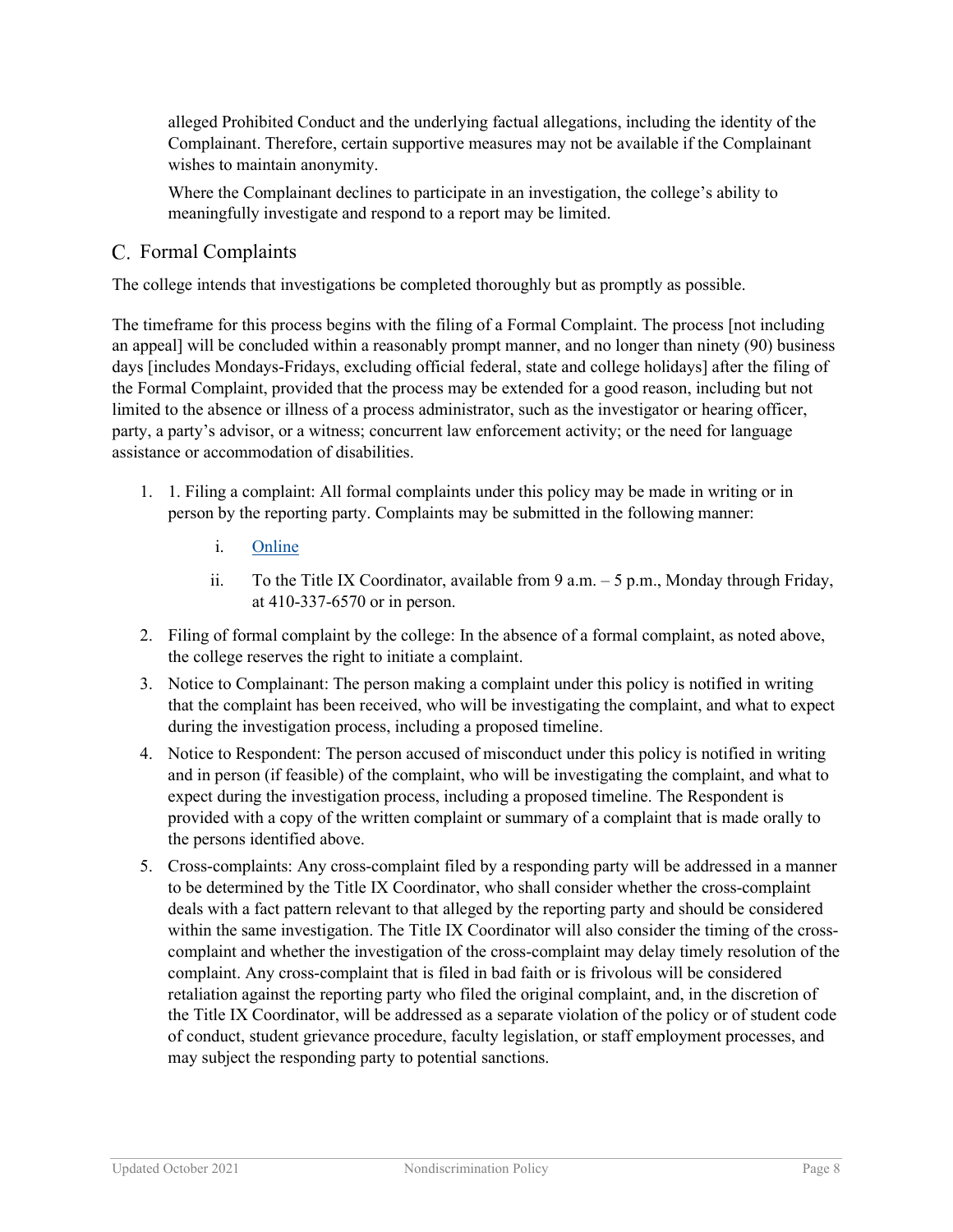alleged Prohibited Conduct and the underlying factual allegations, including the identity of the Complainant. Therefore, certain supportive measures may not be available if the Complainant wishes to maintain anonymity.

Where the Complainant declines to participate in an investigation, the college's ability to meaningfully investigate and respond to a report may be limited.

## C. Formal Complaints

The college intends that investigations be completed thoroughly but as promptly as possible.

The timeframe for this process begins with the filing of a Formal Complaint. The process [not including an appeal] will be concluded within a reasonably prompt manner, and no longer than ninety (90) business days [includes Mondays-Fridays, excluding official federal, state and college holidays] after the filing of the Formal Complaint, provided that the process may be extended for a good reason, including but not limited to the absence or illness of a process administrator, such as the investigator or hearing officer, party, a party's advisor, or a witness; concurrent law enforcement activity; or the need for language assistance or accommodation of disabilities.

1. 1. Filing a complaint: All formal complaints under this policy may be made in writing or in person by the reporting party. Complaints may be submitted in the following manner:
   i. Online
   ii. To the Title IX Coordinator, available from 9 a.m. – 5 p.m., Monday through Friday, at 410-337-6570 or in person.
2. Filing of formal complaint by the college: In the absence of a formal complaint, as noted above, the college reserves the right to initiate a complaint.
3. Notice to Complainant: The person making a complaint under this policy is notified in writing that the complaint has been received, who will be investigating the complaint, and what to expect during the investigation process, including a proposed timeline.
4. Notice to Respondent: The person accused of misconduct under this policy is notified in writing and in person (if feasible) of the complaint, who will be investigating the complaint, and what to expect during the investigation process, including a proposed timeline. The Respondent is provided with a copy of the written complaint or summary of a complaint that is made orally to the persons identified above.
5. Cross-complaints: Any cross-complaint filed by a responding party will be addressed in a manner to be determined by the Title IX Coordinator, who shall consider whether the cross-complaint deals with a fact pattern relevant to that alleged by the reporting party and should be considered within the same investigation. The Title IX Coordinator will also consider the timing of the cross-complaint and whether the investigation of the cross-complaint may delay timely resolution of the complaint. Any cross-complaint that is filed in bad faith or is frivolous will be considered retaliation against the reporting party who filed the original complaint, and, in the discretion of the Title IX Coordinator, will be addressed as a separate violation of the policy or of student code of conduct, student grievance procedure, faculty legislation, or staff employment processes, and may subject the responding party to potential sanctions.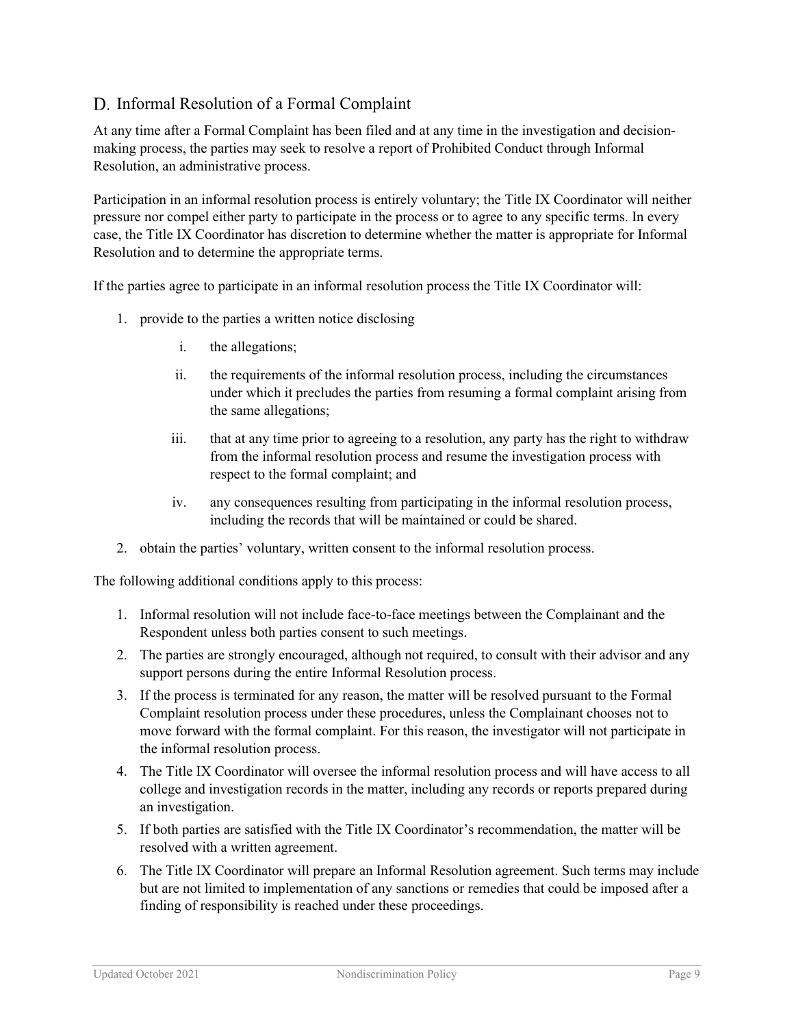## D. Informal Resolution of a Formal Complaint

At any time after a Formal Complaint has been filed and at any time in the investigation and decision-making process, the parties may seek to resolve a report of Prohibited Conduct through Informal Resolution, an administrative process.

Participation in an informal resolution process is entirely voluntary; the Title IX Coordinator will neither pressure nor compel either party to participate in the process or to agree to any specific terms. In every case, the Title IX Coordinator has discretion to determine whether the matter is appropriate for Informal Resolution and to determine the appropriate terms.

If the parties agree to participate in an informal resolution process the Title IX Coordinator will:

1. provide to the parties a written notice disclosing
   i. the allegations;
   ii. the requirements of the informal resolution process, including the circumstances under which it precludes the parties from resuming a formal complaint arising from the same allegations;
   iii. that at any time prior to agreeing to a resolution, any party has the right to withdraw from the informal resolution process and resume the investigation process with respect to the formal complaint; and
   iv. any consequences resulting from participating in the informal resolution process, including the records that will be maintained or could be shared.
2. obtain the parties' voluntary, written consent to the informal resolution process.

The following additional conditions apply to this process:

1. Informal resolution will not include face-to-face meetings between the Complainant and the Respondent unless both parties consent to such meetings.
2. The parties are strongly encouraged, although not required, to consult with their advisor and any support persons during the entire Informal Resolution process.
3. If the process is terminated for any reason, the matter will be resolved pursuant to the Formal Complaint resolution process under these procedures, unless the Complainant chooses not to move forward with the formal complaint. For this reason, the investigator will not participate in the informal resolution process.
4. The Title IX Coordinator will oversee the informal resolution process and will have access to all college and investigation records in the matter, including any records or reports prepared during an investigation.
5. If both parties are satisfied with the Title IX Coordinator's recommendation, the matter will be resolved with a written agreement.
6. The Title IX Coordinator will prepare an Informal Resolution agreement. Such terms may include but are not limited to implementation of any sanctions or remedies that could be imposed after a finding of responsibility is reached under these proceedings.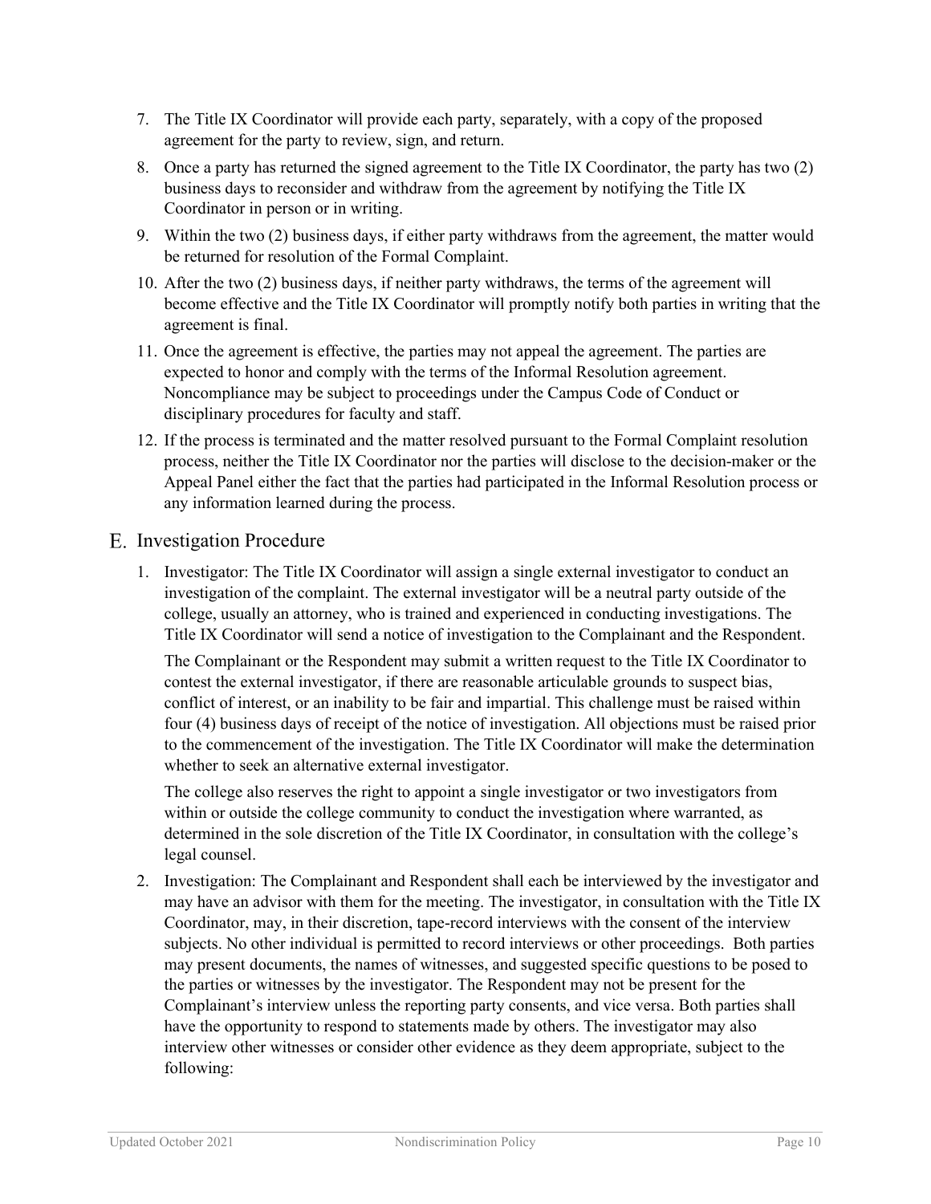7. The Title IX Coordinator will provide each party, separately, with a copy of the proposed agreement for the party to review, sign, and return.
8. Once a party has returned the signed agreement to the Title IX Coordinator, the party has two (2) business days to reconsider and withdraw from the agreement by notifying the Title IX Coordinator in person or in writing.
9. Within the two (2) business days, if either party withdraws from the agreement, the matter would be returned for resolution of the Formal Complaint.
10. After the two (2) business days, if neither party withdraws, the terms of the agreement will become effective and the Title IX Coordinator will promptly notify both parties in writing that the agreement is final.
11. Once the agreement is effective, the parties may not appeal the agreement. The parties are expected to honor and comply with the terms of the Informal Resolution agreement. Noncompliance may be subject to proceedings under the Campus Code of Conduct or disciplinary procedures for faculty and staff.
12. If the process is terminated and the matter resolved pursuant to the Formal Complaint resolution process, neither the Title IX Coordinator nor the parties will disclose to the decision-maker or the Appeal Panel either the fact that the parties had participated in the Informal Resolution process or any information learned during the process.

## E. Investigation Procedure

1. Investigator: The Title IX Coordinator will assign a single external investigator to conduct an investigation of the complaint. The external investigator will be a neutral party outside of the college, usually an attorney, who is trained and experienced in conducting investigations. The Title IX Coordinator will send a notice of investigation to the Complainant and the Respondent.

   The Complainant or the Respondent may submit a written request to the Title IX Coordinator to contest the external investigator, if there are reasonable articulable grounds to suspect bias, conflict of interest, or an inability to be fair and impartial. This challenge must be raised within four (4) business days of receipt of the notice of investigation. All objections must be raised prior to the commencement of the investigation. The Title IX Coordinator will make the determination whether to seek an alternative external investigator.

   The college also reserves the right to appoint a single investigator or two investigators from within or outside the college community to conduct the investigation where warranted, as determined in the sole discretion of the Title IX Coordinator, in consultation with the college's legal counsel.

2. Investigation: The Complainant and Respondent shall each be interviewed by the investigator and may have an advisor with them for the meeting. The investigator, in consultation with the Title IX Coordinator, may, in their discretion, tape-record interviews with the consent of the interview subjects. No other individual is permitted to record interviews or other proceedings. Both parties may present documents, the names of witnesses, and suggested specific questions to be posed to the parties or witnesses by the investigator. The Respondent may not be present for the Complainant's interview unless the reporting party consents, and vice versa. Both parties shall have the opportunity to respond to statements made by others. The investigator may also interview other witnesses or consider other evidence as they deem appropriate, subject to the following: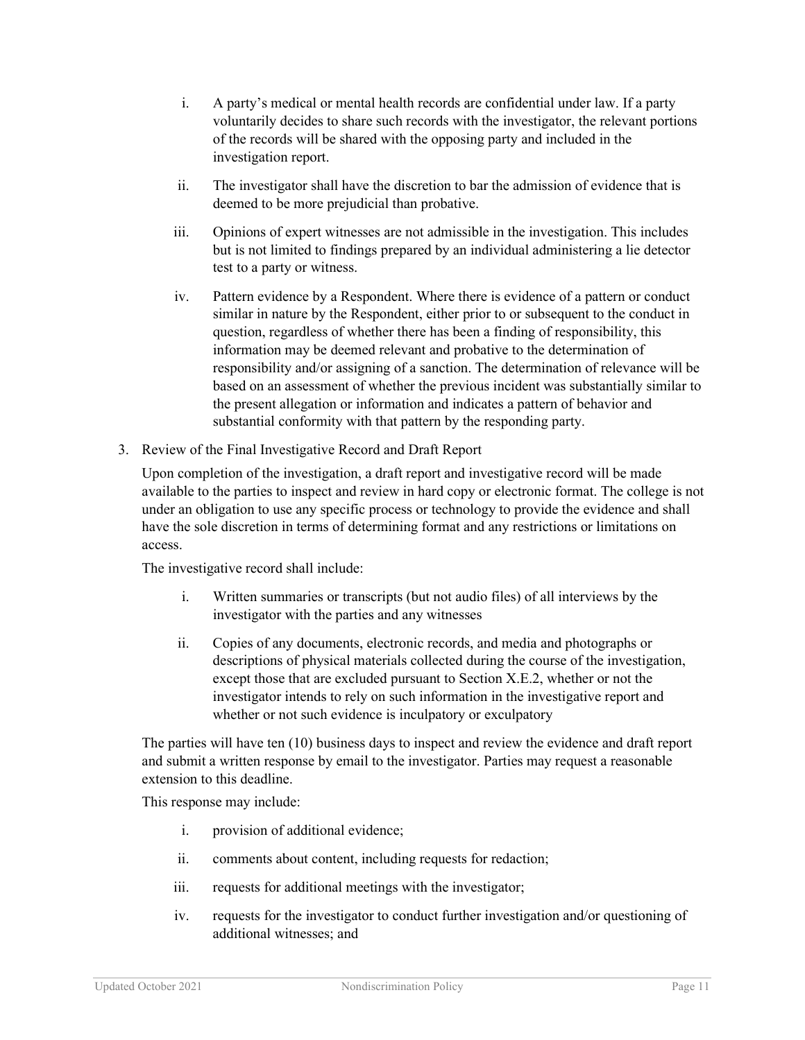i. A party's medical or mental health records are confidential under law. If a party voluntarily decides to share such records with the investigator, the relevant portions of the records will be shared with the opposing party and included in the investigation report.

ii. The investigator shall have the discretion to bar the admission of evidence that is deemed to be more prejudicial than probative.

iii. Opinions of expert witnesses are not admissible in the investigation. This includes but is not limited to findings prepared by an individual administering a lie detector test to a party or witness.

iv. Pattern evidence by a Respondent. Where there is evidence of a pattern or conduct similar in nature by the Respondent, either prior to or subsequent to the conduct in question, regardless of whether there has been a finding of responsibility, this information may be deemed relevant and probative to the determination of responsibility and/or assigning of a sanction. The determination of relevance will be based on an assessment of whether the previous incident was substantially similar to the present allegation or information and indicates a pattern of behavior and substantial conformity with that pattern by the responding party.

3. Review of the Final Investigative Record and Draft Report

Upon completion of the investigation, a draft report and investigative record will be made available to the parties to inspect and review in hard copy or electronic format. The college is not under an obligation to use any specific process or technology to provide the evidence and shall have the sole discretion in terms of determining format and any restrictions or limitations on access.

The investigative record shall include:

i. Written summaries or transcripts (but not audio files) of all interviews by the investigator with the parties and any witnesses

ii. Copies of any documents, electronic records, and media and photographs or descriptions of physical materials collected during the course of the investigation, except those that are excluded pursuant to Section X.E.2, whether or not the investigator intends to rely on such information in the investigative report and whether or not such evidence is inculpatory or exculpatory

The parties will have ten (10) business days to inspect and review the evidence and draft report and submit a written response by email to the investigator. Parties may request a reasonable extension to this deadline.

This response may include:

i. provision of additional evidence;

ii. comments about content, including requests for redaction;

iii. requests for additional meetings with the investigator;

iv. requests for the investigator to conduct further investigation and/or questioning of additional witnesses; and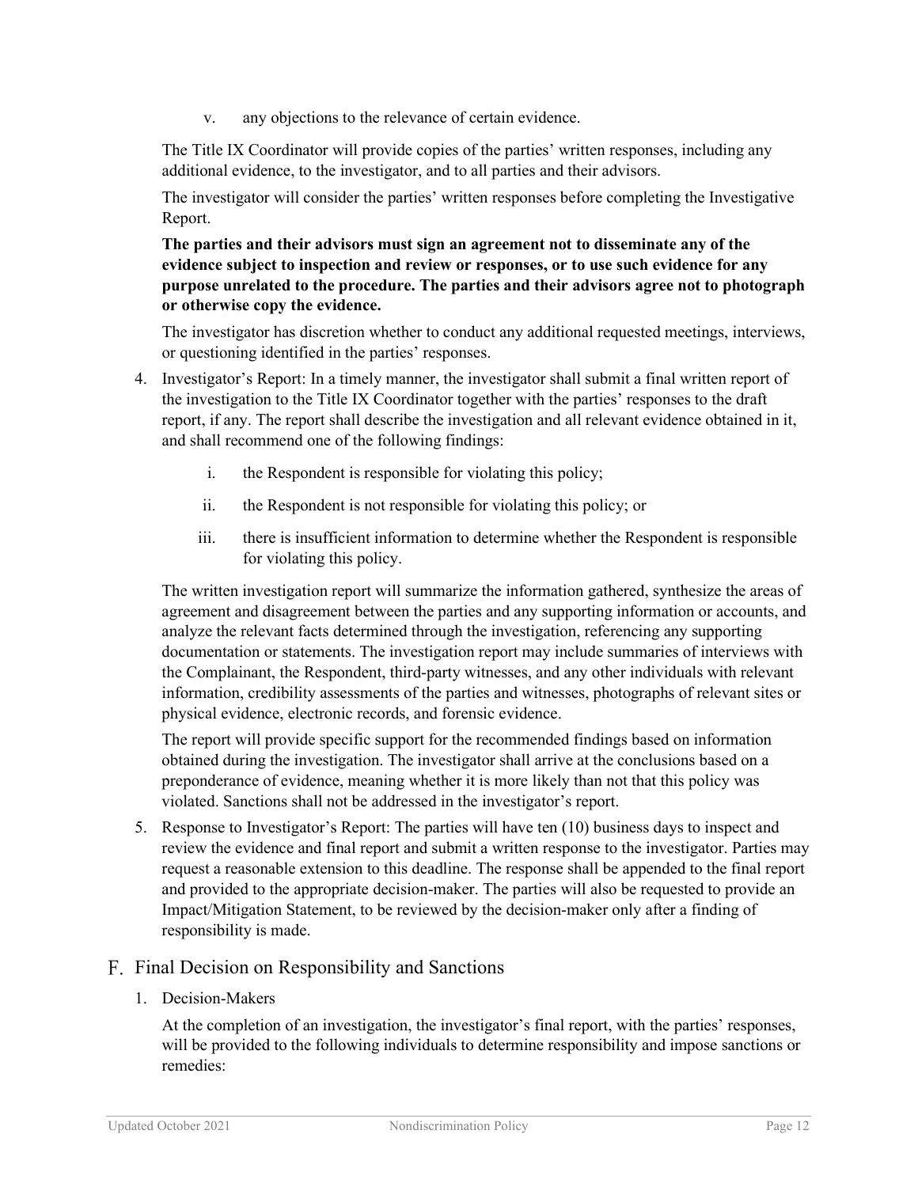v. any objections to the relevance of certain evidence.

The Title IX Coordinator will provide copies of the parties' written responses, including any additional evidence, to the investigator, and to all parties and their advisors.

The investigator will consider the parties' written responses before completing the Investigative Report.

**The parties and their advisors must sign an agreement not to disseminate any of the evidence subject to inspection and review or responses, or to use such evidence for any purpose unrelated to the procedure. The parties and their advisors agree not to photograph or otherwise copy the evidence.**

The investigator has discretion whether to conduct any additional requested meetings, interviews, or questioning identified in the parties' responses.

4. Investigator's Report: In a timely manner, the investigator shall submit a final written report of the investigation to the Title IX Coordinator together with the parties' responses to the draft report, if any. The report shall describe the investigation and all relevant evidence obtained in it, and shall recommend one of the following findings:

   i. the Respondent is responsible for violating this policy;

   ii. the Respondent is not responsible for violating this policy; or

   iii. there is insufficient information to determine whether the Respondent is responsible for violating this policy.

   The written investigation report will summarize the information gathered, synthesize the areas of agreement and disagreement between the parties and any supporting information or accounts, and analyze the relevant facts determined through the investigation, referencing any supporting documentation or statements. The investigation report may include summaries of interviews with the Complainant, the Respondent, third-party witnesses, and any other individuals with relevant information, credibility assessments of the parties and witnesses, photographs of relevant sites or physical evidence, electronic records, and forensic evidence.

   The report will provide specific support for the recommended findings based on information obtained during the investigation. The investigator shall arrive at the conclusions based on a preponderance of evidence, meaning whether it is more likely than not that this policy was violated. Sanctions shall not be addressed in the investigator's report.

5. Response to Investigator's Report: The parties will have ten (10) business days to inspect and review the evidence and final report and submit a written response to the investigator. Parties may request a reasonable extension to this deadline. The response shall be appended to the final report and provided to the appropriate decision-maker. The parties will also be requested to provide an Impact/Mitigation Statement, to be reviewed by the decision-maker only after a finding of responsibility is made.

## F. Final Decision on Responsibility and Sanctions

1. Decision-Makers

   At the completion of an investigation, the investigator's final report, with the parties' responses, will be provided to the following individuals to determine responsibility and impose sanctions or remedies: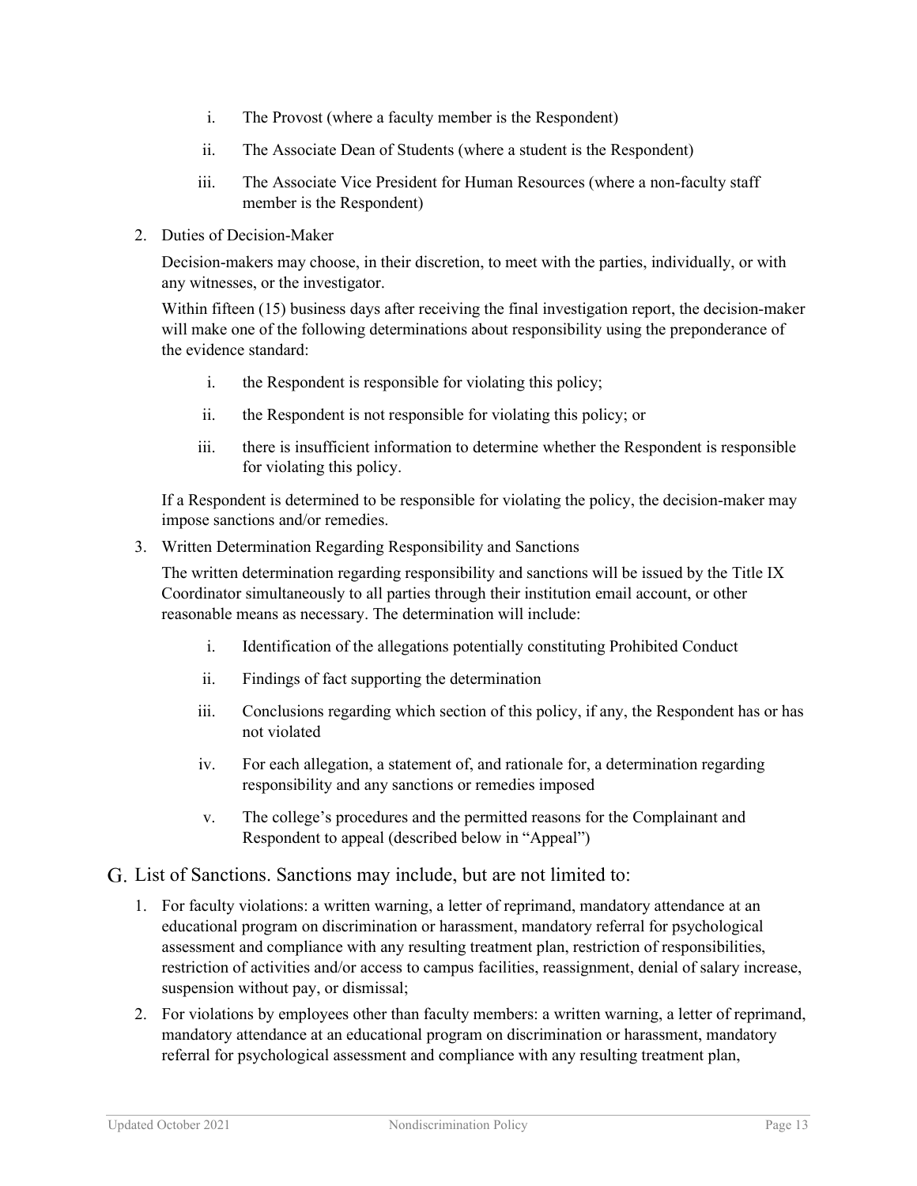i. The Provost (where a faculty member is the Respondent)

ii. The Associate Dean of Students (where a student is the Respondent)

iii. The Associate Vice President for Human Resources (where a non-faculty staff member is the Respondent)

2. Duties of Decision-Maker

   Decision-makers may choose, in their discretion, to meet with the parties, individually, or with any witnesses, or the investigator.

   Within fifteen (15) business days after receiving the final investigation report, the decision-maker will make one of the following determinations about responsibility using the preponderance of the evidence standard:

   i. the Respondent is responsible for violating this policy;

   ii. the Respondent is not responsible for violating this policy; or

   iii. there is insufficient information to determine whether the Respondent is responsible for violating this policy.

   If a Respondent is determined to be responsible for violating the policy, the decision-maker may impose sanctions and/or remedies.

3. Written Determination Regarding Responsibility and Sanctions

   The written determination regarding responsibility and sanctions will be issued by the Title IX Coordinator simultaneously to all parties through their institution email account, or other reasonable means as necessary. The determination will include:

   i. Identification of the allegations potentially constituting Prohibited Conduct

   ii. Findings of fact supporting the determination

   iii. Conclusions regarding which section of this policy, if any, the Respondent has or has not violated

   iv. For each allegation, a statement of, and rationale for, a determination regarding responsibility and any sanctions or remedies imposed

   v. The college's procedures and the permitted reasons for the Complainant and Respondent to appeal (described below in "Appeal")

## G. List of Sanctions. Sanctions may include, but are not limited to:

1. For faculty violations: a written warning, a letter of reprimand, mandatory attendance at an educational program on discrimination or harassment, mandatory referral for psychological assessment and compliance with any resulting treatment plan, restriction of responsibilities, restriction of activities and/or access to campus facilities, reassignment, denial of salary increase, suspension without pay, or dismissal;
2. For violations by employees other than faculty members: a written warning, a letter of reprimand, mandatory attendance at an educational program on discrimination or harassment, mandatory referral for psychological assessment and compliance with any resulting treatment plan,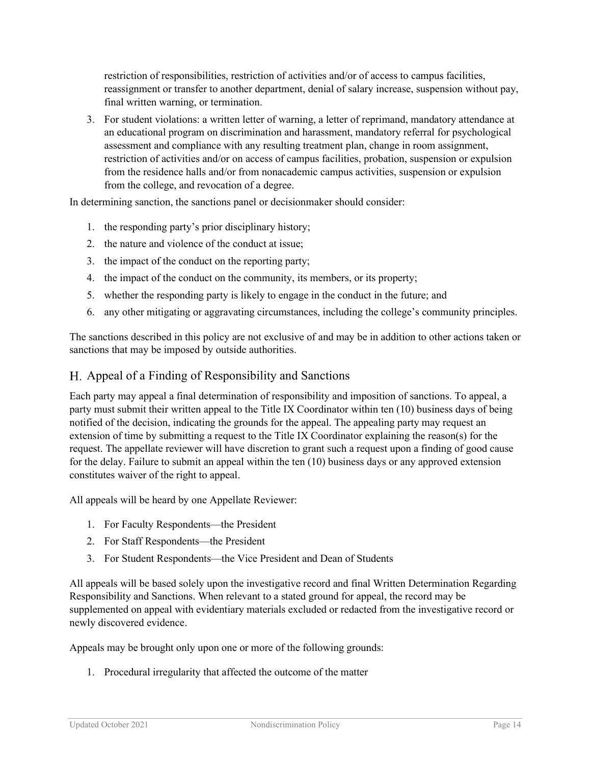restriction of responsibilities, restriction of activities and/or of access to campus facilities, reassignment or transfer to another department, denial of salary increase, suspension without pay, final written warning, or termination.

3. For student violations: a written letter of warning, a letter of reprimand, mandatory attendance at an educational program on discrimination and harassment, mandatory referral for psychological assessment and compliance with any resulting treatment plan, change in room assignment, restriction of activities and/or on access of campus facilities, probation, suspension or expulsion from the residence halls and/or from nonacademic campus activities, suspension or expulsion from the college, and revocation of a degree.

In determining sanction, the sanctions panel or decisionmaker should consider:

1. the responding party's prior disciplinary history;
2. the nature and violence of the conduct at issue;
3. the impact of the conduct on the reporting party;
4. the impact of the conduct on the community, its members, or its property;
5. whether the responding party is likely to engage in the conduct in the future; and
6. any other mitigating or aggravating circumstances, including the college's community principles.

The sanctions described in this policy are not exclusive of and may be in addition to other actions taken or sanctions that may be imposed by outside authorities.

## H. Appeal of a Finding of Responsibility and Sanctions

Each party may appeal a final determination of responsibility and imposition of sanctions. To appeal, a party must submit their written appeal to the Title IX Coordinator within ten (10) business days of being notified of the decision, indicating the grounds for the appeal. The appealing party may request an extension of time by submitting a request to the Title IX Coordinator explaining the reason(s) for the request. The appellate reviewer will have discretion to grant such a request upon a finding of good cause for the delay. Failure to submit an appeal within the ten (10) business days or any approved extension constitutes waiver of the right to appeal.

All appeals will be heard by one Appellate Reviewer:

1. For Faculty Respondents—the President
2. For Staff Respondents—the President
3. For Student Respondents—the Vice President and Dean of Students

All appeals will be based solely upon the investigative record and final Written Determination Regarding Responsibility and Sanctions. When relevant to a stated ground for appeal, the record may be supplemented on appeal with evidentiary materials excluded or redacted from the investigative record or newly discovered evidence.

Appeals may be brought only upon one or more of the following grounds:

1. Procedural irregularity that affected the outcome of the matter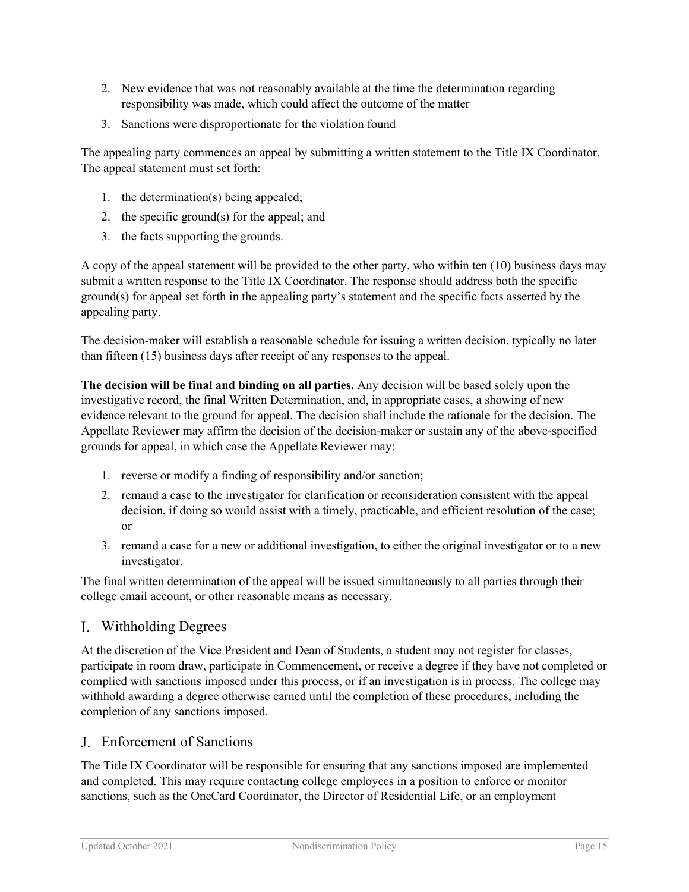2. New evidence that was not reasonably available at the time the determination regarding responsibility was made, which could affect the outcome of the matter
3. Sanctions were disproportionate for the violation found

The appealing party commences an appeal by submitting a written statement to the Title IX Coordinator. The appeal statement must set forth:

1. the determination(s) being appealed;
2. the specific ground(s) for the appeal; and
3. the facts supporting the grounds.

A copy of the appeal statement will be provided to the other party, who within ten (10) business days may submit a written response to the Title IX Coordinator. The response should address both the specific ground(s) for appeal set forth in the appealing party's statement and the specific facts asserted by the appealing party.

The decision-maker will establish a reasonable schedule for issuing a written decision, typically no later than fifteen (15) business days after receipt of any responses to the appeal.

**The decision will be final and binding on all parties.** Any decision will be based solely upon the investigative record, the final Written Determination, and, in appropriate cases, a showing of new evidence relevant to the ground for appeal. The decision shall include the rationale for the decision. The Appellate Reviewer may affirm the decision of the decision-maker or sustain any of the above-specified grounds for appeal, in which case the Appellate Reviewer may:

1. reverse or modify a finding of responsibility and/or sanction;
2. remand a case to the investigator for clarification or reconsideration consistent with the appeal decision, if doing so would assist with a timely, practicable, and efficient resolution of the case; or
3. remand a case for a new or additional investigation, to either the original investigator or to a new investigator.

The final written determination of the appeal will be issued simultaneously to all parties through their college email account, or other reasonable means as necessary.

## I. Withholding Degrees

At the discretion of the Vice President and Dean of Students, a student may not register for classes, participate in room draw, participate in Commencement, or receive a degree if they have not completed or complied with sanctions imposed under this process, or if an investigation is in process. The college may withhold awarding a degree otherwise earned until the completion of these procedures, including the completion of any sanctions imposed.

## J. Enforcement of Sanctions

The Title IX Coordinator will be responsible for ensuring that any sanctions imposed are implemented and completed. This may require contacting college employees in a position to enforce or monitor sanctions, such as the OneCard Coordinator, the Director of Residential Life, or an employment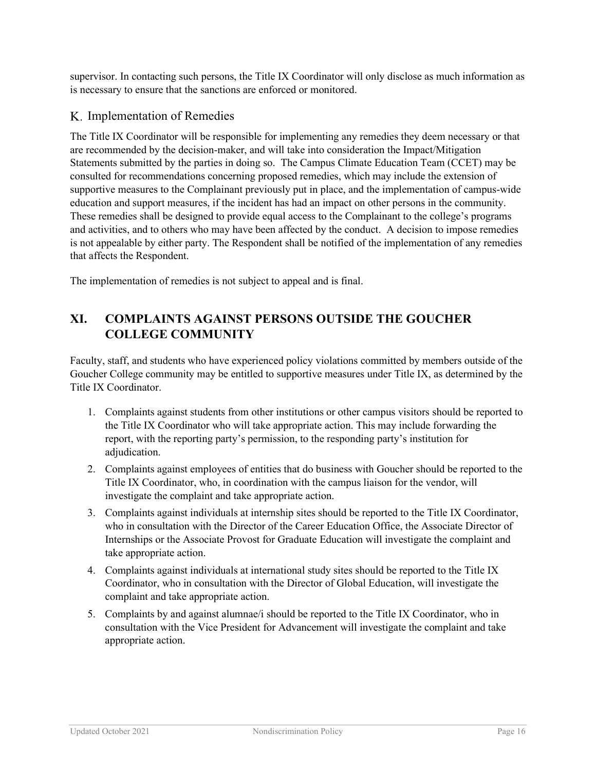supervisor. In contacting such persons, the Title IX Coordinator will only disclose as much information as is necessary to ensure that the sanctions are enforced or monitored.

### K. Implementation of Remedies

The Title IX Coordinator will be responsible for implementing any remedies they deem necessary or that are recommended by the decision-maker, and will take into consideration the Impact/Mitigation Statements submitted by the parties in doing so. The Campus Climate Education Team (CCET) may be consulted for recommendations concerning proposed remedies, which may include the extension of supportive measures to the Complainant previously put in place, and the implementation of campus-wide education and support measures, if the incident has had an impact on other persons in the community. These remedies shall be designed to provide equal access to the Complainant to the college's programs and activities, and to others who may have been affected by the conduct. A decision to impose remedies is not appealable by either party. The Respondent shall be notified of the implementation of any remedies that affects the Respondent.

The implementation of remedies is not subject to appeal and is final.

## XI. COMPLAINTS AGAINST PERSONS OUTSIDE THE GOUCHER COLLEGE COMMUNITY

Faculty, staff, and students who have experienced policy violations committed by members outside of the Goucher College community may be entitled to supportive measures under Title IX, as determined by the Title IX Coordinator.

1. Complaints against students from other institutions or other campus visitors should be reported to the Title IX Coordinator who will take appropriate action. This may include forwarding the report, with the reporting party's permission, to the responding party's institution for adjudication.
2. Complaints against employees of entities that do business with Goucher should be reported to the Title IX Coordinator, who, in coordination with the campus liaison for the vendor, will investigate the complaint and take appropriate action.
3. Complaints against individuals at internship sites should be reported to the Title IX Coordinator, who in consultation with the Director of the Career Education Office, the Associate Director of Internships or the Associate Provost for Graduate Education will investigate the complaint and take appropriate action.
4. Complaints against individuals at international study sites should be reported to the Title IX Coordinator, who in consultation with the Director of Global Education, will investigate the complaint and take appropriate action.
5. Complaints by and against alumnae/i should be reported to the Title IX Coordinator, who in consultation with the Vice President for Advancement will investigate the complaint and take appropriate action.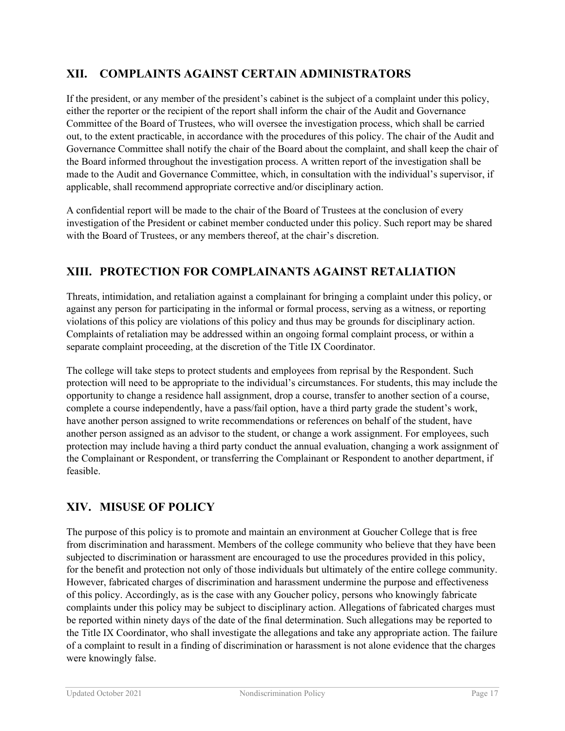## XII. COMPLAINTS AGAINST CERTAIN ADMINISTRATORS

If the president, or any member of the president's cabinet is the subject of a complaint under this policy, either the reporter or the recipient of the report shall inform the chair of the Audit and Governance Committee of the Board of Trustees, who will oversee the investigation process, which shall be carried out, to the extent practicable, in accordance with the procedures of this policy. The chair of the Audit and Governance Committee shall notify the chair of the Board about the complaint, and shall keep the chair of the Board informed throughout the investigation process. A written report of the investigation shall be made to the Audit and Governance Committee, which, in consultation with the individual's supervisor, if applicable, shall recommend appropriate corrective and/or disciplinary action.

A confidential report will be made to the chair of the Board of Trustees at the conclusion of every investigation of the President or cabinet member conducted under this policy. Such report may be shared with the Board of Trustees, or any members thereof, at the chair's discretion.

## XIII. PROTECTION FOR COMPLAINANTS AGAINST RETALIATION

Threats, intimidation, and retaliation against a complainant for bringing a complaint under this policy, or against any person for participating in the informal or formal process, serving as a witness, or reporting violations of this policy are violations of this policy and thus may be grounds for disciplinary action. Complaints of retaliation may be addressed within an ongoing formal complaint process, or within a separate complaint proceeding, at the discretion of the Title IX Coordinator.

The college will take steps to protect students and employees from reprisal by the Respondent. Such protection will need to be appropriate to the individual's circumstances. For students, this may include the opportunity to change a residence hall assignment, drop a course, transfer to another section of a course, complete a course independently, have a pass/fail option, have a third party grade the student's work, have another person assigned to write recommendations or references on behalf of the student, have another person assigned as an advisor to the student, or change a work assignment. For employees, such protection may include having a third party conduct the annual evaluation, changing a work assignment of the Complainant or Respondent, or transferring the Complainant or Respondent to another department, if feasible.

## XIV. MISUSE OF POLICY

The purpose of this policy is to promote and maintain an environment at Goucher College that is free from discrimination and harassment. Members of the college community who believe that they have been subjected to discrimination or harassment are encouraged to use the procedures provided in this policy, for the benefit and protection not only of those individuals but ultimately of the entire college community. However, fabricated charges of discrimination and harassment undermine the purpose and effectiveness of this policy. Accordingly, as is the case with any Goucher policy, persons who knowingly fabricate complaints under this policy may be subject to disciplinary action. Allegations of fabricated charges must be reported within ninety days of the date of the final determination. Such allegations may be reported to the Title IX Coordinator, who shall investigate the allegations and take any appropriate action. The failure of a complaint to result in a finding of discrimination or harassment is not alone evidence that the charges were knowingly false.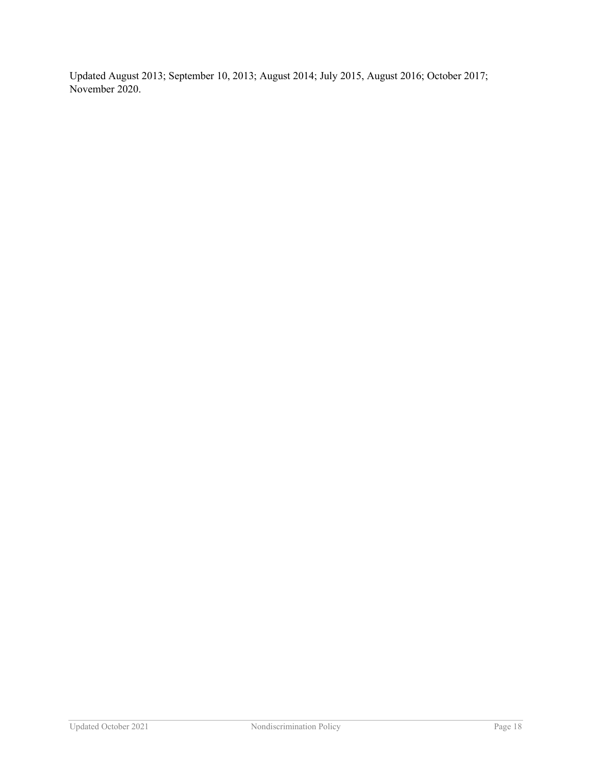Updated August 2013; September 10, 2013; August 2014; July 2015, August 2016; October 2017; November 2020.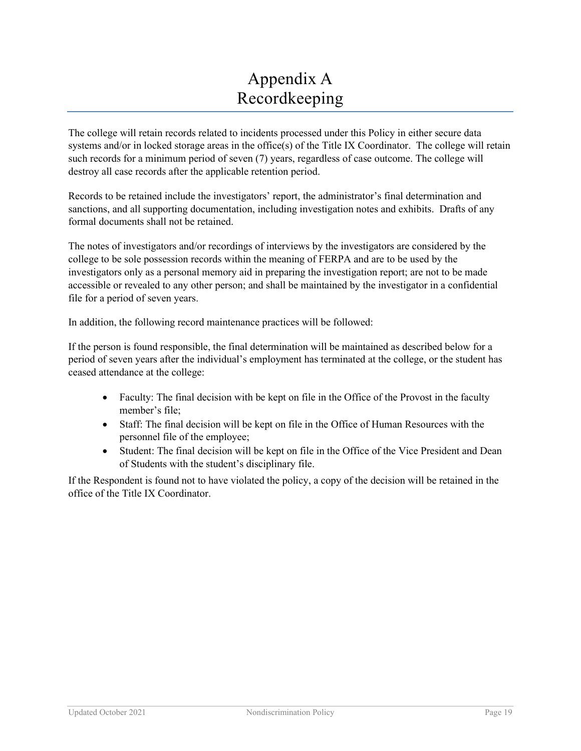# Appendix A
# Recordkeeping

The college will retain records related to incidents processed under this Policy in either secure data systems and/or in locked storage areas in the office(s) of the Title IX Coordinator. The college will retain such records for a minimum period of seven (7) years, regardless of case outcome. The college will destroy all case records after the applicable retention period.

Records to be retained include the investigators' report, the administrator's final determination and sanctions, and all supporting documentation, including investigation notes and exhibits. Drafts of any formal documents shall not be retained.

The notes of investigators and/or recordings of interviews by the investigators are considered by the college to be sole possession records within the meaning of FERPA and are to be used by the investigators only as a personal memory aid in preparing the investigation report; are not to be made accessible or revealed to any other person; and shall be maintained by the investigator in a confidential file for a period of seven years.

In addition, the following record maintenance practices will be followed:

If the person is found responsible, the final determination will be maintained as described below for a period of seven years after the individual's employment has terminated at the college, or the student has ceased attendance at the college:

- Faculty: The final decision with be kept on file in the Office of the Provost in the faculty member's file;
- Staff: The final decision will be kept on file in the Office of Human Resources with the personnel file of the employee;
- Student: The final decision will be kept on file in the Office of the Vice President and Dean of Students with the student's disciplinary file.

If the Respondent is found not to have violated the policy, a copy of the decision will be retained in the office of the Title IX Coordinator.